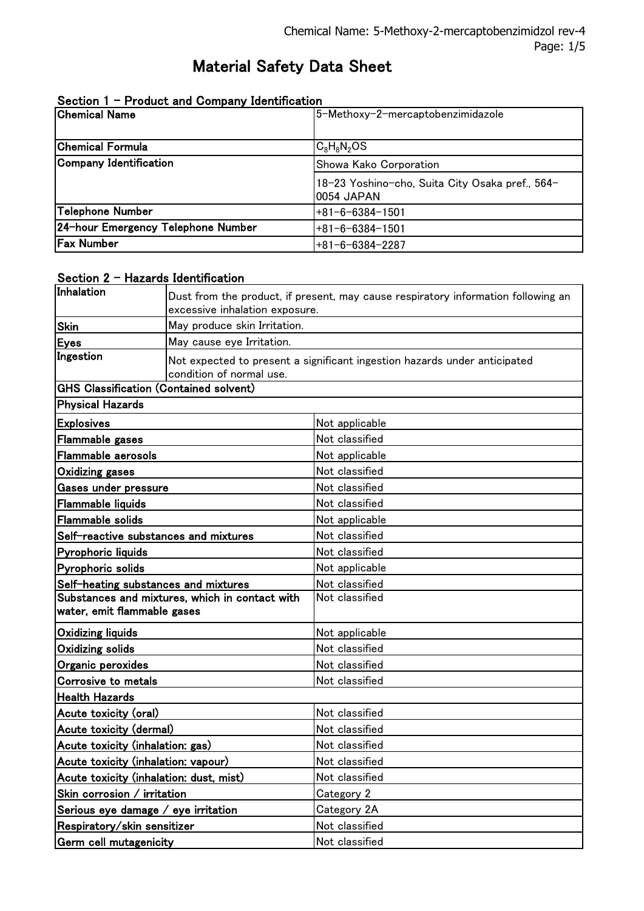# Material Safety Data Sheet

## Section 1 - Product and Company Identification

| | |
|---|---|
| **Chemical Name** | 5-Methoxy-2-mercaptobenzimidazole |
| **Chemical Formula** | $C_8H_8N_2OS$ |
| **Company Identification** | Showa Kako Corporation |
| | 18-23 Yoshino-cho, Suita City Osaka pref., 564-0054 JAPAN |
| **Telephone Number** | +81-6-6384-1501 |
| **24-hour Emergency Telephone Number** | +81-6-6384-1501 |
| **Fax Number** | +81-6-6384-2287 |

## Section 2 - Hazards Identification

| | |
|---|---|
| **Inhalation** | Dust from the product, if present, may cause respiratory information following an excessive inhalation exposure. |
| **Skin** | May produce skin Irritation. |
| **Eyes** | May cause eye Irritation. |
| **Ingestion** | Not expected to present a significant ingestion hazards under anticipated condition of normal use. |

| **GHS Classification (Contained solvent)** | |
|---|---|
| **Physical Hazards** | |
| **Explosives** | Not applicable |
| **Flammable gases** | Not classified |
| **Flammable aerosols** | Not applicable |
| **Oxidizing gases** | Not classified |
| **Gases under pressure** | Not classified |
| **Flammable liquids** | Not classified |
| **Flammable solids** | Not applicable |
| **Self-reactive substances and mixtures** | Not classified |
| **Pyrophoric liquids** | Not classified |
| **Pyrophoric solids** | Not applicable |
| **Self-heating substances and mixtures** | Not classified |
| **Substances and mixtures, which in contact with water, emit flammable gases** | Not classified |
| **Oxidizing liquids** | Not applicable |
| **Oxidizing solids** | Not classified |
| **Organic peroxides** | Not classified |
| **Corrosive to metals** | Not classified |
| **Health Hazards** | |
| **Acute toxicity (oral)** | Not classified |
| **Acute toxicity (dermal)** | Not classified |
| **Acute toxicity (inhalation: gas)** | Not classified |
| **Acute toxicity (inhalation: vapour)** | Not classified |
| **Acute toxicity (inhalation: dust, mist)** | Not classified |
| **Skin corrosion / irritation** | Category 2 |
| **Serious eye damage / eye irritation** | Category 2A |
| **Respiratory/skin sensitizer** | Not classified |
| **Germ cell mutagenicity** | Not classified |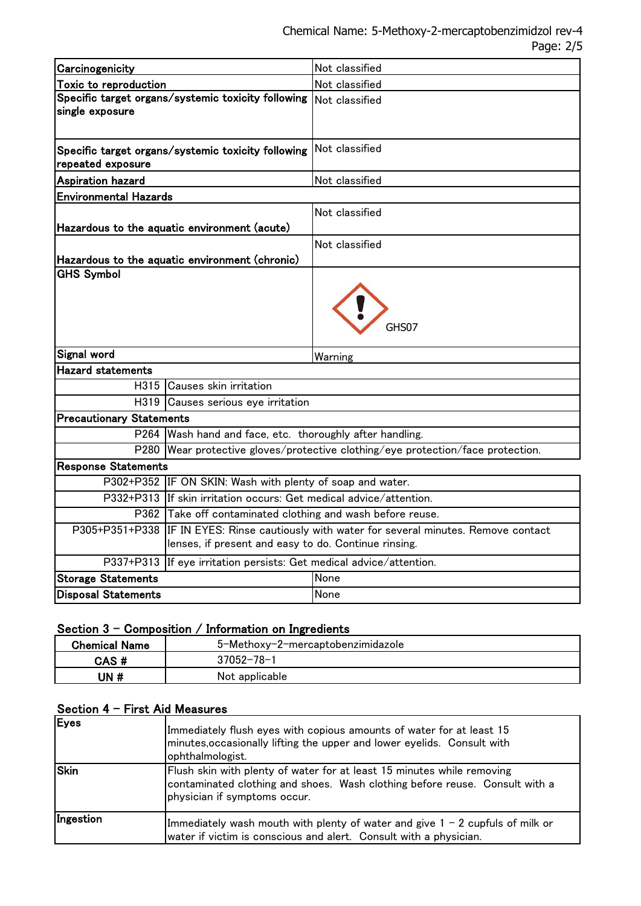| | |
|---|---|
| Carcinogenicity | Not classified |
| Toxic to reproduction | Not classified |
| Specific target organs/systemic toxicity following single exposure | Not classified |
| Specific target organs/systemic toxicity following repeated exposure | Not classified |
| Aspiration hazard | Not classified |
| **Environmental Hazards** | |
| Hazardous to the aquatic environment (acute) | Not classified |
| Hazardous to the aquatic environment (chronic) | Not classified |
| GHS Symbol | GHS07 |
| Signal word | Warning |

**Hazard statements**

| | |
|---|---|
| H315 | Causes skin irritation |
| H319 | Causes serious eye irritation |

**Precautionary Statements**

| | |
|---|---|
| P264 | Wash hand and face, etc. thoroughly after handling. |
| P280 | Wear protective gloves/protective clothing/eye protection/face protection. |

**Response Statements**

| | |
|---|---|
| P302+P352 | IF ON SKIN: Wash with plenty of soap and water. |
| P332+P313 | If skin irritation occurs: Get medical advice/attention. |
| P362 | Take off contaminated clothing and wash before reuse. |
| P305+P351+P338 | IF IN EYES: Rinse cautiously with water for several minutes. Remove contact lenses, if present and easy to do. Continue rinsing. |
| P337+P313 | If eye irritation persists: Get medical advice/attention. |

| | |
|---|---|
| Storage Statements | None |
| Disposal Statements | None |

## Section 3 – Composition / Information on Ingredients

| | |
|---|---|
| **Chemical Name** | 5-Methoxy-2-mercaptobenzimidazole |
| **CAS #** | 37052-78-1 |
| **UN #** | Not applicable |

## Section 4 – First Aid Measures

| | |
|---|---|
| **Eyes** | Immediately flush eyes with copious amounts of water for at least 15 minutes,occasionally lifting the upper and lower eyelids. Consult with ophthalmologist. |
| **Skin** | Flush skin with plenty of water for at least 15 minutes while removing contaminated clothing and shoes. Wash clothing before reuse. Consult with a physician if symptoms occur. |
| **Ingestion** | Immediately wash mouth with plenty of water and give 1 – 2 cupfuls of milk or water if victim is conscious and alert. Consult with a physician. |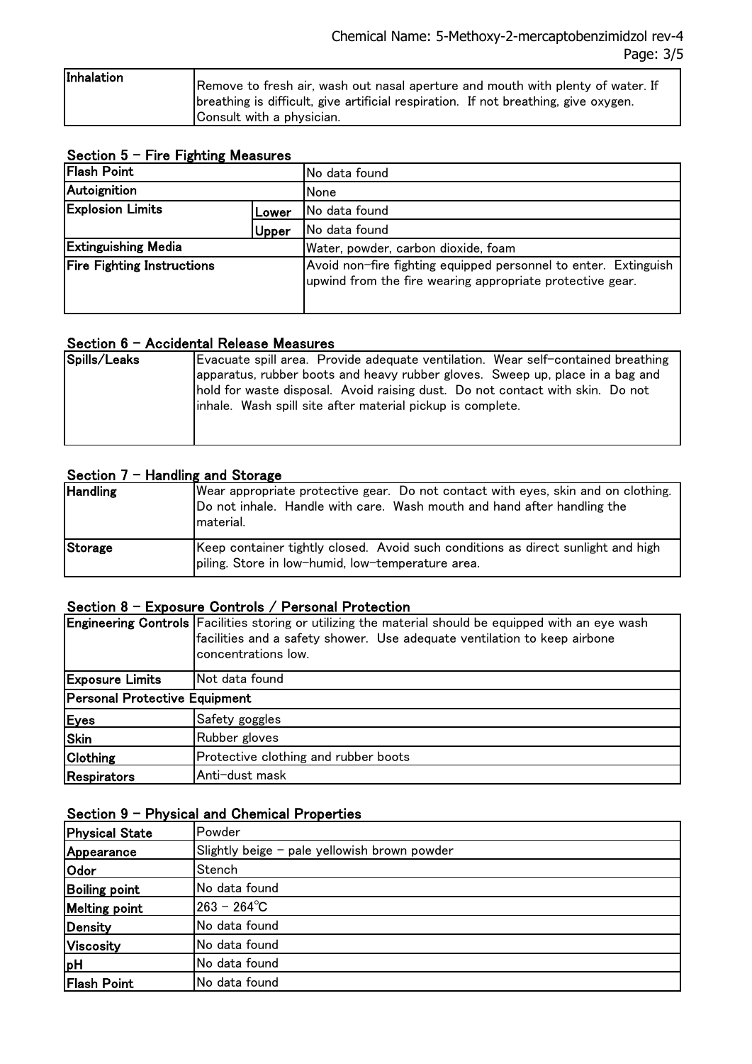| Inhalation | Remove to fresh air, wash out nasal aperture and mouth with plenty of water. If breathing is difficult, give artificial respiration. If not breathing, give oxygen. Consult with a physician. |
|---|---|

## Section 5 – Fire Fighting Measures

| Flash Point | | No data found |
|---|---|---|
| Autoignition | | None |
| Explosion Limits | Lower | No data found |
| | Upper | No data found |
| Extinguishing Media | | Water, powder, carbon dioxide, foam |
| Fire Fighting Instructions | | Avoid non-fire fighting equipped personnel to enter. Extinguish upwind from the fire wearing appropriate protective gear. |

## Section 6 – Accidental Release Measures

| Spills/Leaks | Evacuate spill area. Provide adequate ventilation. Wear self-contained breathing apparatus, rubber boots and heavy rubber gloves. Sweep up, place in a bag and hold for waste disposal. Avoid raising dust. Do not contact with skin. Do not inhale. Wash spill site after material pickup is complete. |
|---|---|

## Section 7 – Handling and Storage

| Handling | Wear appropriate protective gear. Do not contact with eyes, skin and on clothing. Do not inhale. Handle with care. Wash mouth and hand after handling the material. |
|---|---|
| Storage | Keep container tightly closed. Avoid such conditions as direct sunlight and high piling. Store in low-humid, low-temperature area. |

## Section 8 – Exposure Controls / Personal Protection

| Engineering Controls | Facilities storing or utilizing the material should be equipped with an eye wash facilities and a safety shower. Use adequate ventilation to keep airbone concentrations low. |
|---|---|
| Exposure Limits | Not data found |
| Personal Protective Equipment | |
| Eyes | Safety goggles |
| Skin | Rubber gloves |
| Clothing | Protective clothing and rubber boots |
| Respirators | Anti-dust mask |

## Section 9 – Physical and Chemical Properties

| Physical State | Powder |
|---|---|
| Appearance | Slightly beige – pale yellowish brown powder |
| Odor | Stench |
| Boiling point | No data found |
| Melting point | 263 – 264℃ |
| Density | No data found |
| Viscosity | No data found |
| pH | No data found |
| Flash Point | No data found |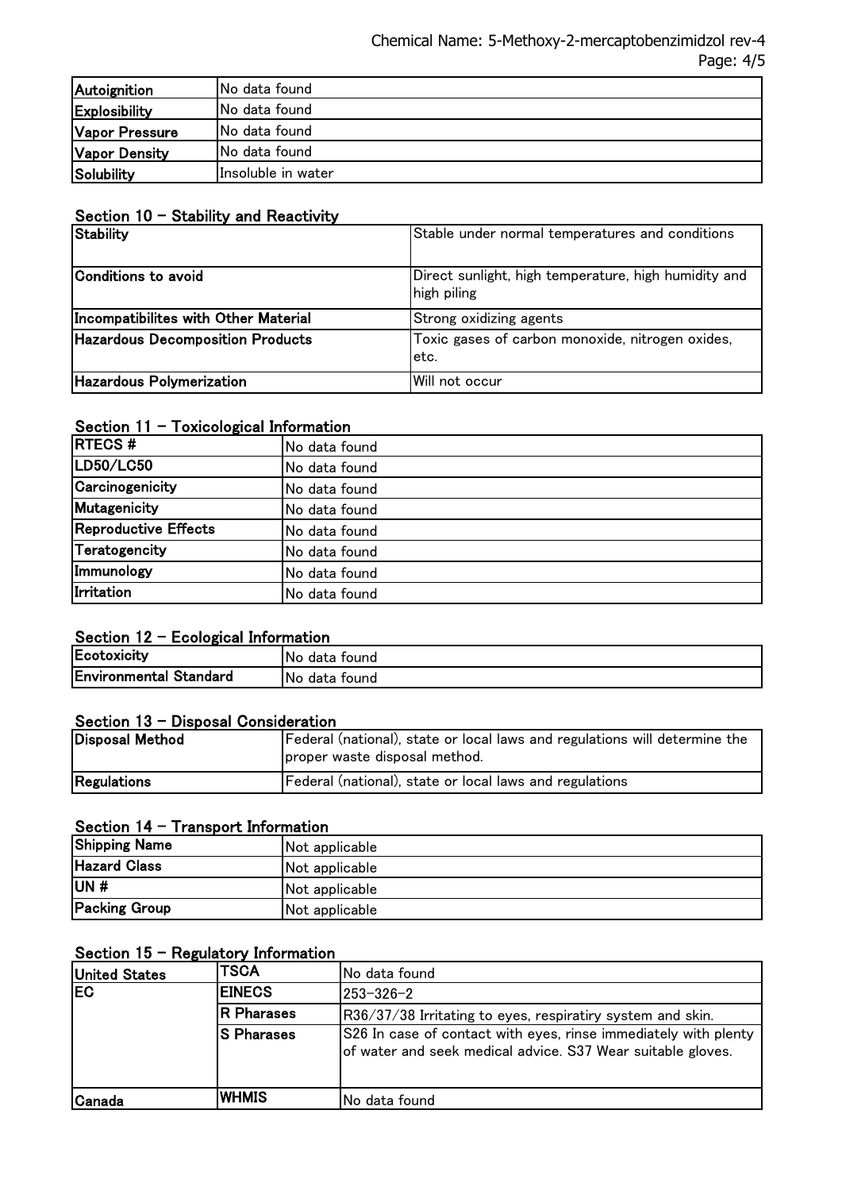| Autoignition | No data found |
|---|---|
| Explosibility | No data found |
| Vapor Pressure | No data found |
| Vapor Density | No data found |
| Solubility | Insoluble in water |

## Section 10 – Stability and Reactivity

| Stability | Stable under normal temperatures and conditions |
|---|---|
| Conditions to avoid | Direct sunlight, high temperature, high humidity and high piling |
| Incompatibilites with Other Material | Strong oxidizing agents |
| Hazardous Decomposition Products | Toxic gases of carbon monoxide, nitrogen oxides, etc. |
| Hazardous Polymerization | Will not occur |

## Section 11 – Toxicological Information

| RTECS # | No data found |
|---|---|
| LD50/LC50 | No data found |
| Carcinogenicity | No data found |
| Mutagenicity | No data found |
| Reproductive Effects | No data found |
| Teratogencity | No data found |
| Immunology | No data found |
| Irritation | No data found |

## Section 12 – Ecological Information

| Ecotoxicity | No data found |
|---|---|
| Environmental Standard | No data found |

## Section 13 – Disposal Consideration

| Disposal Method | Federal (national), state or local laws and regulations will determine the proper waste disposal method. |
|---|---|
| Regulations | Federal (national), state or local laws and regulations |

## Section 14 – Transport Information

| Shipping Name | Not applicable |
|---|---|
| Hazard Class | Not applicable |
| UN # | Not applicable |
| Packing Group | Not applicable |

## Section 15 – Regulatory Information

| United States | TSCA | No data found |
|---|---|---|
| EC | EINECS | 253-326-2 |
| | R Pharases | R36/37/38 Irritating to eyes, respiratiry system and skin. |
| | S Pharases | S26 In case of contact with eyes, rinse immediately with plenty of water and seek medical advice. S37 Wear suitable gloves. |
| Canada | WHMIS | No data found |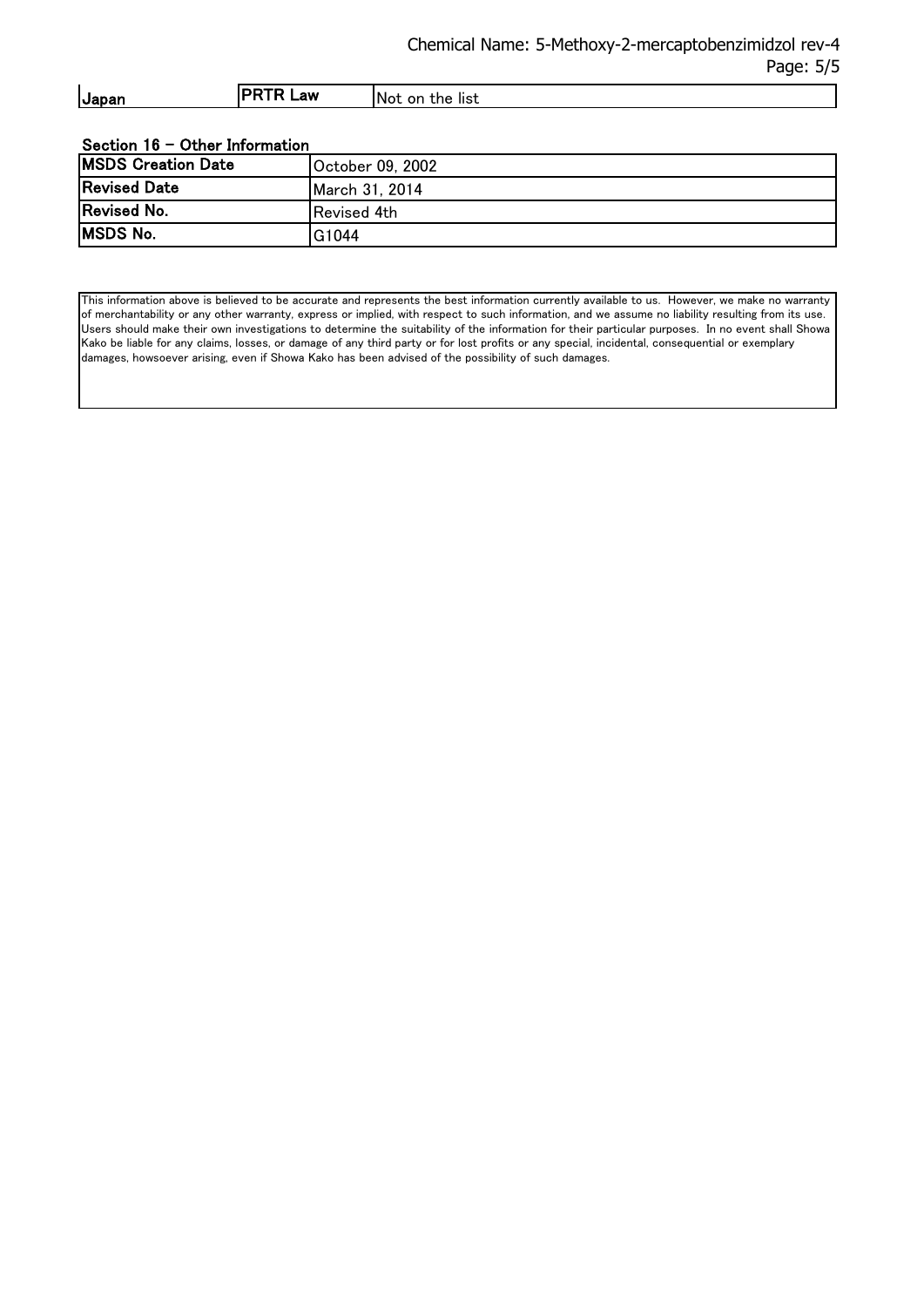| | | |
|---|---|---|
| **Japan** | **PRTR Law** | Not on the list |

## Section 16 – Other Information

| | |
|---|---|
| **MSDS Creation Date** | October 09, 2002 |
| **Revised Date** | March 31, 2014 |
| **Revised No.** | Revised 4th |
| **MSDS No.** | G1044 |

This information above is believed to be accurate and represents the best information currently available to us. However, we make no warranty of merchantability or any other warranty, express or implied, with respect to such information, and we assume no liability resulting from its use. Users should make their own investigations to determine the suitability of the information for their particular purposes. In no event shall Showa Kako be liable for any claims, losses, or damage of any third party or for lost profits or any special, incidental, consequential or exemplary damages, howsoever arising, even if Showa Kako has been advised of the possibility of such damages.